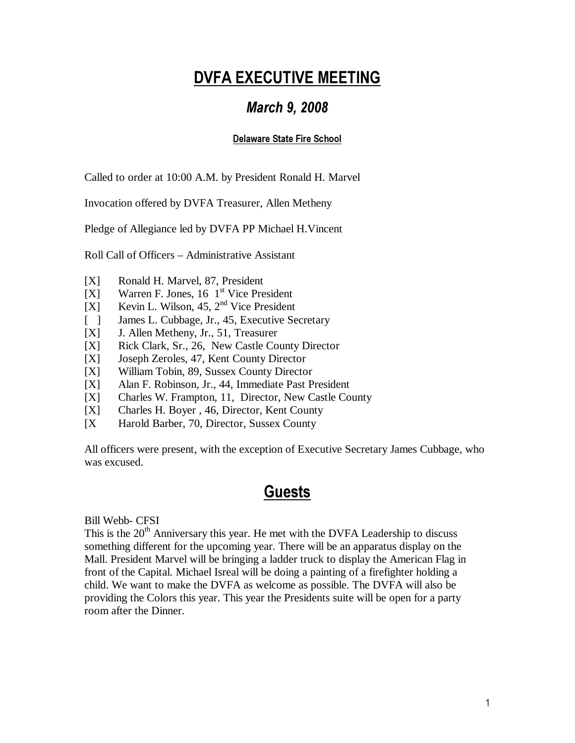# DVFA EXECUTIVE MEETING

## *March 9, 2008*

### Delaware State Fire School

Called to order at 10:00 A.M. by President Ronald H. Marvel

Invocation offered by DVFA Treasurer, Allen Metheny

Pledge of Allegiance led by DVFA PP Michael H.Vincent

Roll Call of Officers – Administrative Assistant

[X] Ronald H. Marvel, 87, President
[X] Warren F. Jones, 16 1st Vice President
[X] Kevin L. Wilson, 45, 2nd Vice President
[ ] James L. Cubbage, Jr., 45, Executive Secretary
[X] J. Allen Metheny, Jr., 51, Treasurer
[X] Rick Clark, Sr., 26, New Castle County Director
[X] Joseph Zeroles, 47, Kent County Director
[X] William Tobin, 89, Sussex County Director
[X] Alan F. Robinson, Jr., 44, Immediate Past President
[X] Charles W. Frampton, 11, Director, New Castle County
[X] Charles H. Boyer , 46, Director, Kent County
[X Harold Barber, 70, Director, Sussex County

All officers were present, with the exception of Executive Secretary James Cubbage, who was excused.

## Guests

Bill Webb- CFSI
This is the 20th Anniversary this year. He met with the DVFA Leadership to discuss something different for the upcoming year. There will be an apparatus display on the Mall. President Marvel will be bringing a ladder truck to display the American Flag in front of the Capital. Michael Isreal will be doing a painting of a firefighter holding a child. We want to make the DVFA as welcome as possible. The DVFA will also be providing the Colors this year. This year the Presidents suite will be open for a party room after the Dinner.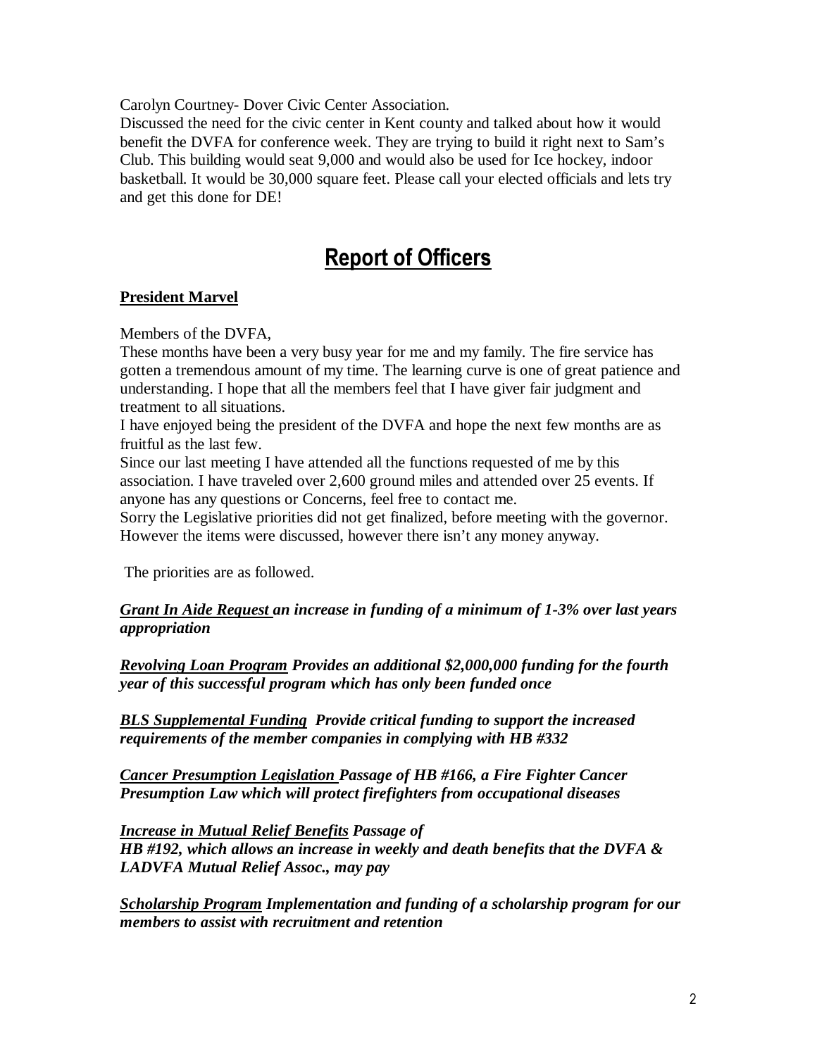Carolyn Courtney- Dover Civic Center Association.
Discussed the need for the civic center in Kent county and talked about how it would benefit the DVFA for conference week. They are trying to build it right next to Sam's Club. This building would seat 9,000 and would also be used for Ice hockey, indoor basketball. It would be 30,000 square feet. Please call your elected officials and lets try and get this done for DE!

# Report of Officers

**President Marvel**

Members of the DVFA,
These months have been a very busy year for me and my family. The fire service has gotten a tremendous amount of my time. The learning curve is one of great patience and understanding. I hope that all the members feel that I have giver fair judgment and treatment to all situations.
I have enjoyed being the president of the DVFA and hope the next few months are as fruitful as the last few.
Since our last meeting I have attended all the functions requested of me by this association. I have traveled over 2,600 ground miles and attended over 25 events. If anyone has any questions or Concerns, feel free to contact me.
Sorry the Legislative priorities did not get finalized, before meeting with the governor. However the items were discussed, however there isn't any money anyway.

The priorities are as followed.

***Grant In Aide Request* an increase in funding of a minimum of 1-3% over last years appropriation**

***Revolving Loan Program* Provides an additional $2,000,000 funding for the fourth year of this successful program which has only been funded once**

***BLS Supplemental Funding* Provide critical funding to support the increased requirements of the member companies in complying with HB #332**

***Cancer Presumption Legislation* Passage of HB #166, a Fire Fighter Cancer Presumption Law which will protect firefighters from occupational diseases**

***Increase in Mutual Relief Benefits* Passage of HB #192, which allows an increase in weekly and death benefits that the DVFA & LADVFA Mutual Relief Assoc., may pay**

***Scholarship Program* Implementation and funding of a scholarship program for our members to assist with recruitment and retention**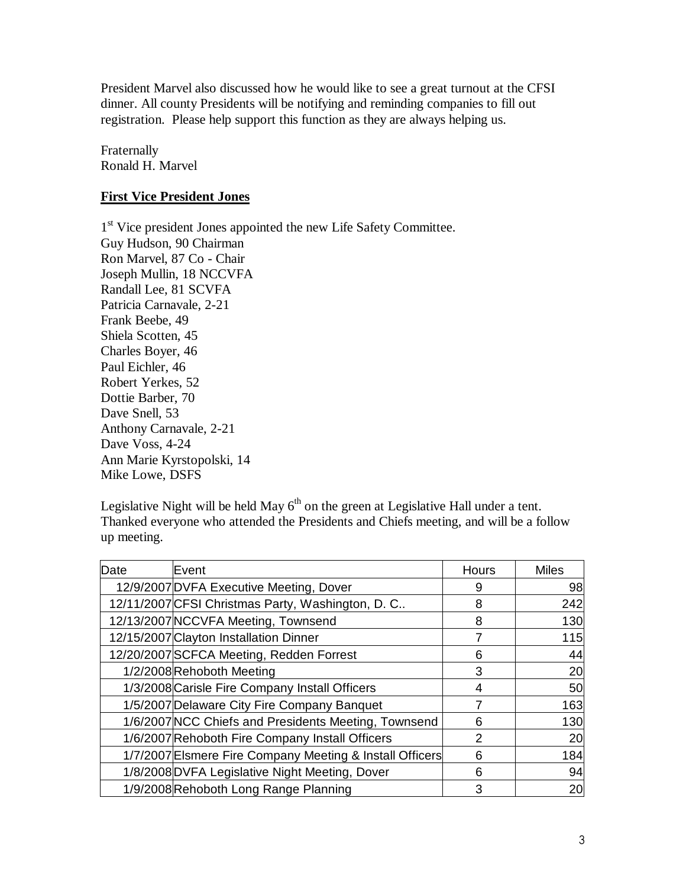President Marvel also discussed how he would like to see a great turnout at the CFSI dinner. All county Presidents will be notifying and reminding companies to fill out registration. Please help support this function as they are always helping us.

Fraternally
Ronald H. Marvel

## First Vice President Jones

1st Vice president Jones appointed the new Life Safety Committee.
Guy Hudson, 90 Chairman
Ron Marvel, 87 Co - Chair
Joseph Mullin, 18 NCCVFA
Randall Lee, 81 SCVFA
Patricia Carnavale, 2-21
Frank Beebe, 49
Shiela Scotten, 45
Charles Boyer, 46
Paul Eichler, 46
Robert Yerkes, 52
Dottie Barber, 70
Dave Snell, 53
Anthony Carnavale, 2-21
Dave Voss, 4-24
Ann Marie Kyrstopolski, 14
Mike Lowe, DSFS

Legislative Night will be held May 6th on the green at Legislative Hall under a tent. Thanked everyone who attended the Presidents and Chiefs meeting, and will be a follow up meeting.

| Date | Event | Hours | Miles |
|---|---|---|---|
| 12/9/2007 | DVFA Executive Meeting, Dover | 9 | 98 |
| 12/11/2007 | CFSI Christmas Party, Washington, D. C.. | 8 | 242 |
| 12/13/2007 | NCCVFA Meeting, Townsend | 8 | 130 |
| 12/15/2007 | Clayton Installation Dinner | 7 | 115 |
| 12/20/2007 | SCFCA Meeting, Redden Forrest | 6 | 44 |
| 1/2/2008 | Rehoboth Meeting | 3 | 20 |
| 1/3/2008 | Carisle Fire Company Install Officers | 4 | 50 |
| 1/5/2007 | Delaware City Fire Company Banquet | 7 | 163 |
| 1/6/2007 | NCC Chiefs and Presidents Meeting, Townsend | 6 | 130 |
| 1/6/2007 | Rehoboth Fire Company Install Officers | 2 | 20 |
| 1/7/2007 | Elsmere Fire Company Meeting & Install Officers | 6 | 184 |
| 1/8/2008 | DVFA Legislative Night Meeting, Dover | 6 | 94 |
| 1/9/2008 | Rehoboth Long Range Planning | 3 | 20 |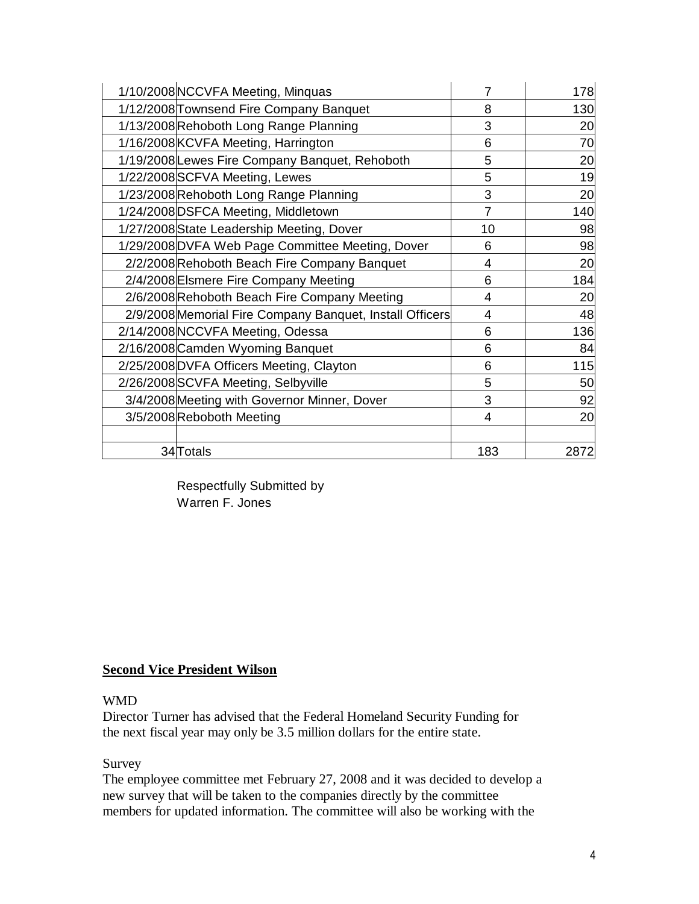| | | | |
|---|---|---|---|
| 1/10/2008 | NCCVFA Meeting, Minquas | 7 | 178 |
| 1/12/2008 | Townsend Fire Company Banquet | 8 | 130 |
| 1/13/2008 | Rehoboth Long Range Planning | 3 | 20 |
| 1/16/2008 | KCVFA Meeting, Harrington | 6 | 70 |
| 1/19/2008 | Lewes Fire Company Banquet, Rehoboth | 5 | 20 |
| 1/22/2008 | SCFVA Meeting, Lewes | 5 | 19 |
| 1/23/2008 | Rehoboth Long Range Planning | 3 | 20 |
| 1/24/2008 | DSFCA Meeting, Middletown | 7 | 140 |
| 1/27/2008 | State Leadership Meeting, Dover | 10 | 98 |
| 1/29/2008 | DVFA Web Page Committee Meeting, Dover | 6 | 98 |
| 2/2/2008 | Rehoboth Beach Fire Company Banquet | 4 | 20 |
| 2/4/2008 | Elsmere Fire Company Meeting | 6 | 184 |
| 2/6/2008 | Rehoboth Beach Fire Company Meeting | 4 | 20 |
| 2/9/2008 | Memorial Fire Company Banquet, Install Officers | 4 | 48 |
| 2/14/2008 | NCCVFA Meeting, Odessa | 6 | 136 |
| 2/16/2008 | Camden Wyoming Banquet | 6 | 84 |
| 2/25/2008 | DVFA Officers Meeting, Clayton | 6 | 115 |
| 2/26/2008 | SCVFA Meeting, Selbyville | 5 | 50 |
| 3/4/2008 | Meeting with Governor Minner, Dover | 3 | 92 |
| 3/5/2008 | Reboboth Meeting | 4 | 20 |
| | | | |
| 34 | Totals | 183 | 2872 |

Respectfully Submitted by
Warren F. Jones

**Second Vice President Wilson**

WMD

Director Turner has advised that the Federal Homeland Security Funding for the next fiscal year may only be 3.5 million dollars for the entire state.

Survey

The employee committee met February 27, 2008 and it was decided to develop a new survey that will be taken to the companies directly by the committee members for updated information. The committee will also be working with the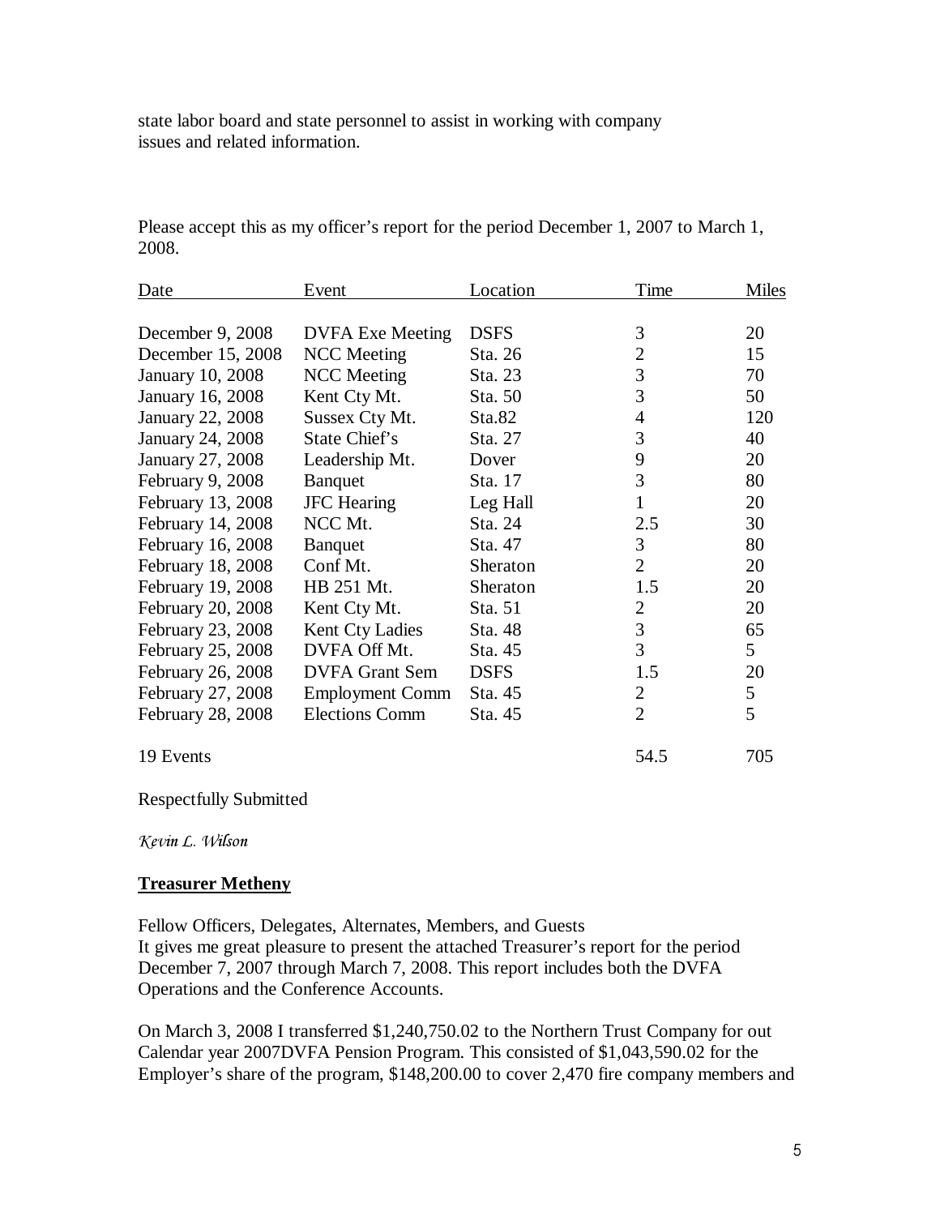state labor board and state personnel to assist in working with company issues and related information.

Please accept this as my officer's report for the period December 1, 2007 to March 1, 2008.

| Date | Event | Location | Time | Miles |
|---|---|---|---|---|
| December 9, 2008 | DVFA Exe Meeting | DSFS | 3 | 20 |
| December 15, 2008 | NCC Meeting | Sta. 26 | 2 | 15 |
| January 10, 2008 | NCC Meeting | Sta. 23 | 3 | 70 |
| January 16, 2008 | Kent Cty Mt. | Sta. 50 | 3 | 50 |
| January 22, 2008 | Sussex Cty Mt. | Sta.82 | 4 | 120 |
| January 24, 2008 | State Chief's | Sta. 27 | 3 | 40 |
| January 27, 2008 | Leadership Mt. | Dover | 9 | 20 |
| February 9, 2008 | Banquet | Sta. 17 | 3 | 80 |
| February 13, 2008 | JFC Hearing | Leg Hall | 1 | 20 |
| February 14, 2008 | NCC Mt. | Sta. 24 | 2.5 | 30 |
| February 16, 2008 | Banquet | Sta. 47 | 3 | 80 |
| February 18, 2008 | Conf Mt. | Sheraton | 2 | 20 |
| February 19, 2008 | HB 251 Mt. | Sheraton | 1.5 | 20 |
| February 20, 2008 | Kent Cty Mt. | Sta. 51 | 2 | 20 |
| February 23, 2008 | Kent Cty Ladies | Sta. 48 | 3 | 65 |
| February 25, 2008 | DVFA Off Mt. | Sta. 45 | 3 | 5 |
| February 26, 2008 | DVFA Grant Sem | DSFS | 1.5 | 20 |
| February 27, 2008 | Employment Comm | Sta. 45 | 2 | 5 |
| February 28, 2008 | Elections Comm | Sta. 45 | 2 | 5 |
| 19 Events | | | 54.5 | 705 |

Respectfully Submitted

*Kevin L. Wilson*

**Treasurer Metheny**

Fellow Officers, Delegates, Alternates, Members, and Guests
It gives me great pleasure to present the attached Treasurer's report for the period December 7, 2007 through March 7, 2008. This report includes both the DVFA Operations and the Conference Accounts.

On March 3, 2008 I transferred $1,240,750.02 to the Northern Trust Company for out Calendar year 2007DVFA Pension Program. This consisted of $1,043,590.02 for the Employer's share of the program, $148,200.00 to cover 2,470 fire company members and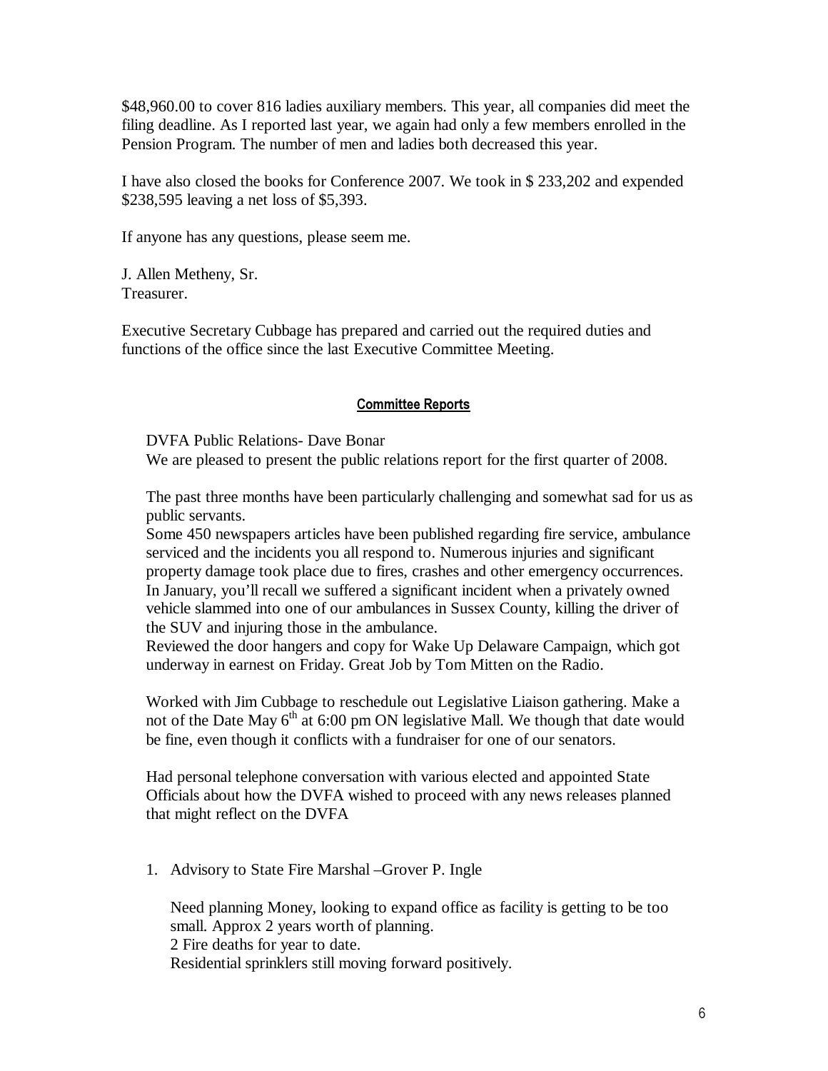$48,960.00 to cover 816 ladies auxiliary members. This year, all companies did meet the filing deadline. As I reported last year, we again had only a few members enrolled in the Pension Program. The number of men and ladies both decreased this year.

I have also closed the books for Conference 2007. We took in $ 233,202 and expended $238,595 leaving a net loss of $5,393.

If anyone has any questions, please seem me.

J. Allen Metheny, Sr.
Treasurer.

Executive Secretary Cubbage has prepared and carried out the required duties and functions of the office since the last Executive Committee Meeting.

## Committee Reports

DVFA Public Relations- Dave Bonar
We are pleased to present the public relations report for the first quarter of 2008.

The past three months have been particularly challenging and somewhat sad for us as public servants.
Some 450 newspapers articles have been published regarding fire service, ambulance serviced and the incidents you all respond to. Numerous injuries and significant property damage took place due to fires, crashes and other emergency occurrences. In January, you'll recall we suffered a significant incident when a privately owned vehicle slammed into one of our ambulances in Sussex County, killing the driver of the SUV and injuring those in the ambulance.
Reviewed the door hangers and copy for Wake Up Delaware Campaign, which got underway in earnest on Friday. Great Job by Tom Mitten on the Radio.

Worked with Jim Cubbage to reschedule out Legislative Liaison gathering. Make a not of the Date May 6th at 6:00 pm ON legislative Mall. We though that date would be fine, even though it conflicts with a fundraiser for one of our senators.

Had personal telephone conversation with various elected and appointed State Officials about how the DVFA wished to proceed with any news releases planned that might reflect on the DVFA

1. Advisory to State Fire Marshal –Grover P. Ingle

   Need planning Money, looking to expand office as facility is getting to be too small. Approx 2 years worth of planning.
   2 Fire deaths for year to date.
   Residential sprinklers still moving forward positively.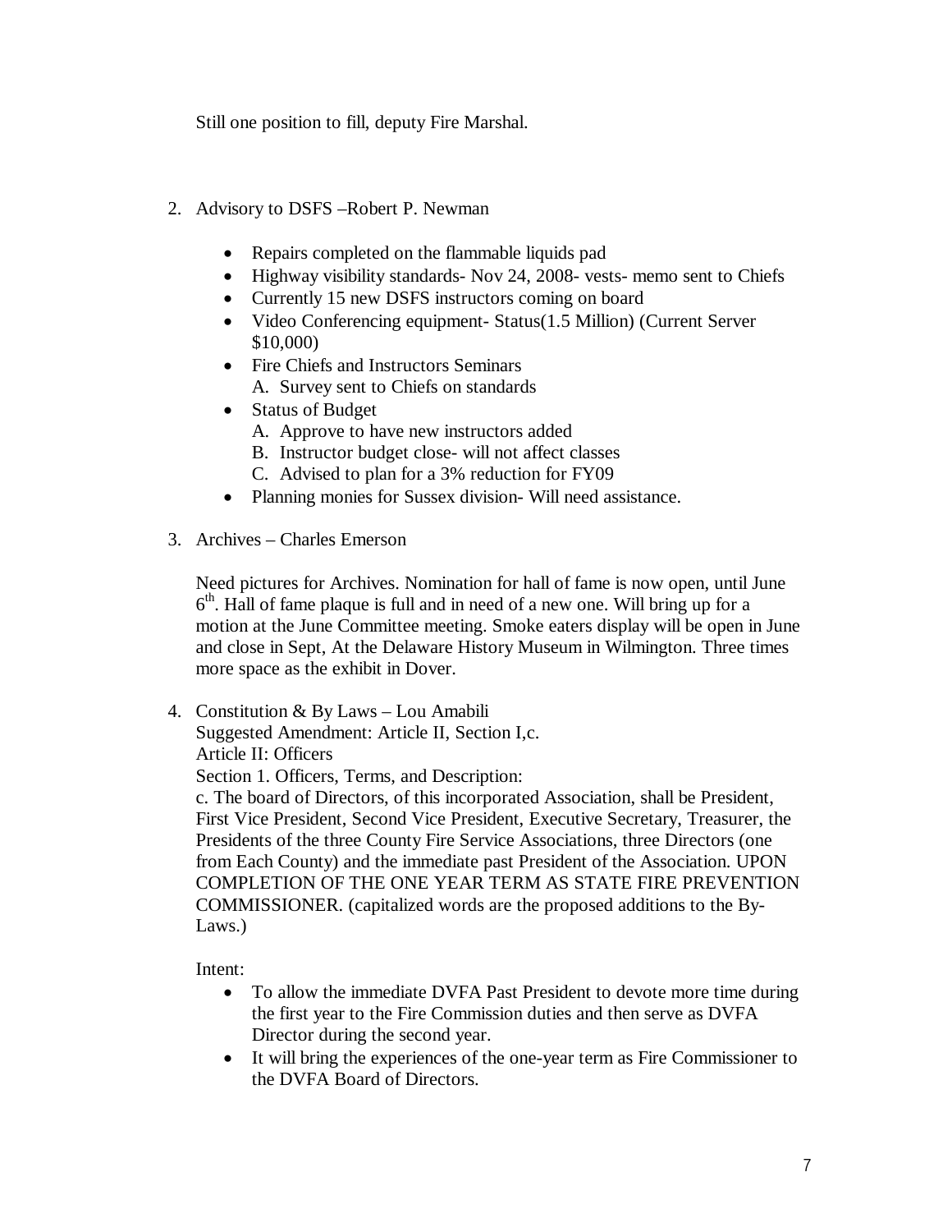Still one position to fill, deputy Fire Marshal.

2. Advisory to DSFS –Robert P. Newman

   - Repairs completed on the flammable liquids pad
   - Highway visibility standards- Nov 24, 2008- vests- memo sent to Chiefs
   - Currently 15 new DSFS instructors coming on board
   - Video Conferencing equipment- Status(1.5 Million) (Current Server $10,000)
   - Fire Chiefs and Instructors Seminars
     A. Survey sent to Chiefs on standards
   - Status of Budget
     A. Approve to have new instructors added
     B. Instructor budget close- will not affect classes
     C. Advised to plan for a 3% reduction for FY09
   - Planning monies for Sussex division- Will need assistance.

3. Archives – Charles Emerson

   Need pictures for Archives. Nomination for hall of fame is now open, until June 6th. Hall of fame plaque is full and in need of a new one. Will bring up for a motion at the June Committee meeting. Smoke eaters display will be open in June and close in Sept, At the Delaware History Museum in Wilmington. Three times more space as the exhibit in Dover.

4. Constitution & By Laws – Lou Amabili
   Suggested Amendment: Article II, Section I,c.
   Article II: Officers
   Section 1. Officers, Terms, and Description:
   c. The board of Directors, of this incorporated Association, shall be President, First Vice President, Second Vice President, Executive Secretary, Treasurer, the Presidents of the three County Fire Service Associations, three Directors (one from Each County) and the immediate past President of the Association. UPON COMPLETION OF THE ONE YEAR TERM AS STATE FIRE PREVENTION COMMISSIONER. (capitalized words are the proposed additions to the By-Laws.)

   Intent:

   - To allow the immediate DVFA Past President to devote more time during the first year to the Fire Commission duties and then serve as DVFA Director during the second year.
   - It will bring the experiences of the one-year term as Fire Commissioner to the DVFA Board of Directors.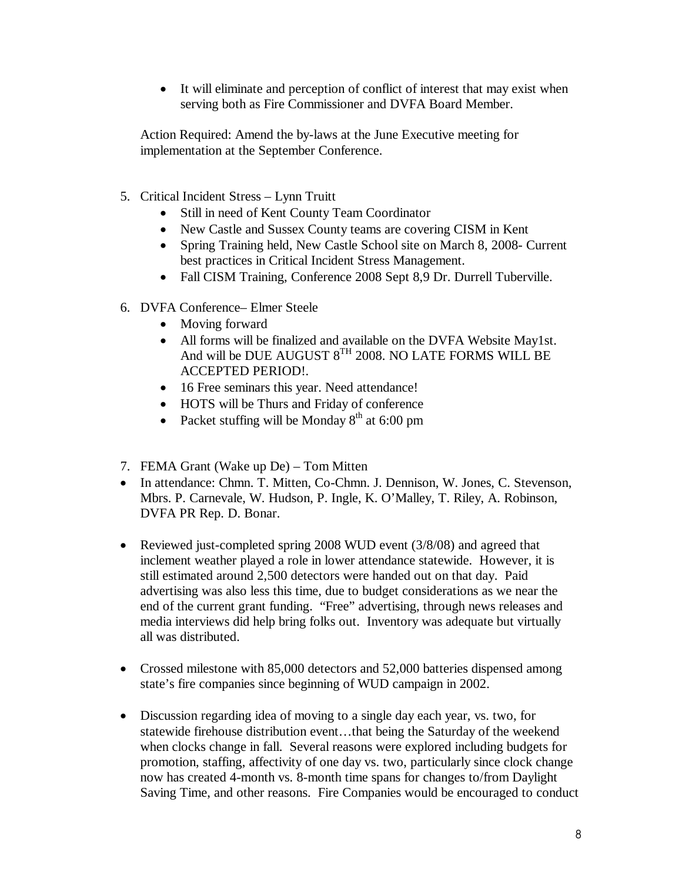- It will eliminate and perception of conflict of interest that may exist when serving both as Fire Commissioner and DVFA Board Member.

Action Required: Amend the by-laws at the June Executive meeting for implementation at the September Conference.

5. Critical Incident Stress – Lynn Truitt
   - Still in need of Kent County Team Coordinator
   - New Castle and Sussex County teams are covering CISM in Kent
   - Spring Training held, New Castle School site on March 8, 2008- Current best practices in Critical Incident Stress Management.
   - Fall CISM Training, Conference 2008 Sept 8,9 Dr. Durrell Tuberville.

6. DVFA Conference– Elmer Steele
   - Moving forward
   - All forms will be finalized and available on the DVFA Website May1st. And will be DUE AUGUST 8TH 2008. NO LATE FORMS WILL BE ACCEPTED PERIOD!.
   - 16 Free seminars this year. Need attendance!
   - HOTS will be Thurs and Friday of conference
   - Packet stuffing will be Monday 8th at 6:00 pm

7. FEMA Grant (Wake up De) – Tom Mitten

- In attendance: Chmn. T. Mitten, Co-Chmn. J. Dennison, W. Jones, C. Stevenson, Mbrs. P. Carnevale, W. Hudson, P. Ingle, K. O'Malley, T. Riley, A. Robinson, DVFA PR Rep. D. Bonar.

- Reviewed just-completed spring 2008 WUD event (3/8/08) and agreed that inclement weather played a role in lower attendance statewide. However, it is still estimated around 2,500 detectors were handed out on that day. Paid advertising was also less this time, due to budget considerations as we near the end of the current grant funding. "Free" advertising, through news releases and media interviews did help bring folks out. Inventory was adequate but virtually all was distributed.

- Crossed milestone with 85,000 detectors and 52,000 batteries dispensed among state's fire companies since beginning of WUD campaign in 2002.

- Discussion regarding idea of moving to a single day each year, vs. two, for statewide firehouse distribution event…that being the Saturday of the weekend when clocks change in fall. Several reasons were explored including budgets for promotion, staffing, affectivity of one day vs. two, particularly since clock change now has created 4-month vs. 8-month time spans for changes to/from Daylight Saving Time, and other reasons. Fire Companies would be encouraged to conduct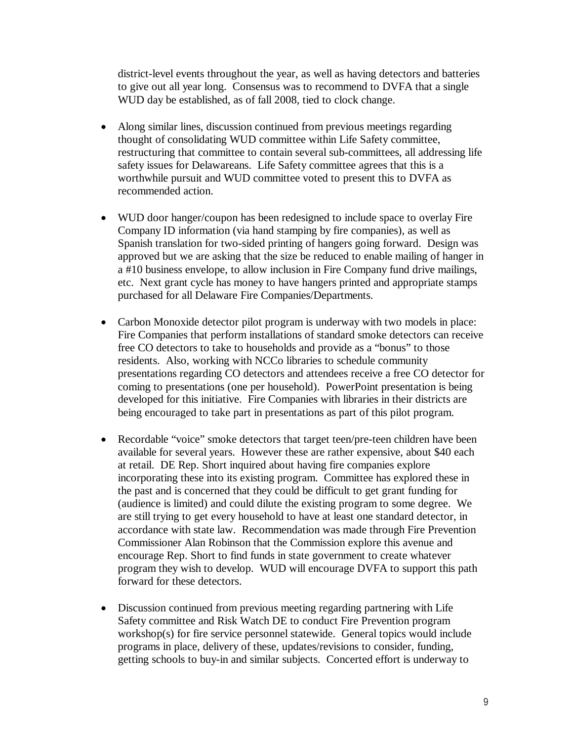district-level events throughout the year, as well as having detectors and batteries to give out all year long. Consensus was to recommend to DVFA that a single WUD day be established, as of fall 2008, tied to clock change.

- Along similar lines, discussion continued from previous meetings regarding thought of consolidating WUD committee within Life Safety committee, restructuring that committee to contain several sub-committees, all addressing life safety issues for Delawareans. Life Safety committee agrees that this is a worthwhile pursuit and WUD committee voted to present this to DVFA as recommended action.

- WUD door hanger/coupon has been redesigned to include space to overlay Fire Company ID information (via hand stamping by fire companies), as well as Spanish translation for two-sided printing of hangers going forward. Design was approved but we are asking that the size be reduced to enable mailing of hanger in a #10 business envelope, to allow inclusion in Fire Company fund drive mailings, etc. Next grant cycle has money to have hangers printed and appropriate stamps purchased for all Delaware Fire Companies/Departments.

- Carbon Monoxide detector pilot program is underway with two models in place: Fire Companies that perform installations of standard smoke detectors can receive free CO detectors to take to households and provide as a "bonus" to those residents. Also, working with NCCo libraries to schedule community presentations regarding CO detectors and attendees receive a free CO detector for coming to presentations (one per household). PowerPoint presentation is being developed for this initiative. Fire Companies with libraries in their districts are being encouraged to take part in presentations as part of this pilot program.

- Recordable "voice" smoke detectors that target teen/pre-teen children have been available for several years. However these are rather expensive, about $40 each at retail. DE Rep. Short inquired about having fire companies explore incorporating these into its existing program. Committee has explored these in the past and is concerned that they could be difficult to get grant funding for (audience is limited) and could dilute the existing program to some degree. We are still trying to get every household to have at least one standard detector, in accordance with state law. Recommendation was made through Fire Prevention Commissioner Alan Robinson that the Commission explore this avenue and encourage Rep. Short to find funds in state government to create whatever program they wish to develop. WUD will encourage DVFA to support this path forward for these detectors.

- Discussion continued from previous meeting regarding partnering with Life Safety committee and Risk Watch DE to conduct Fire Prevention program workshop(s) for fire service personnel statewide. General topics would include programs in place, delivery of these, updates/revisions to consider, funding, getting schools to buy-in and similar subjects. Concerted effort is underway to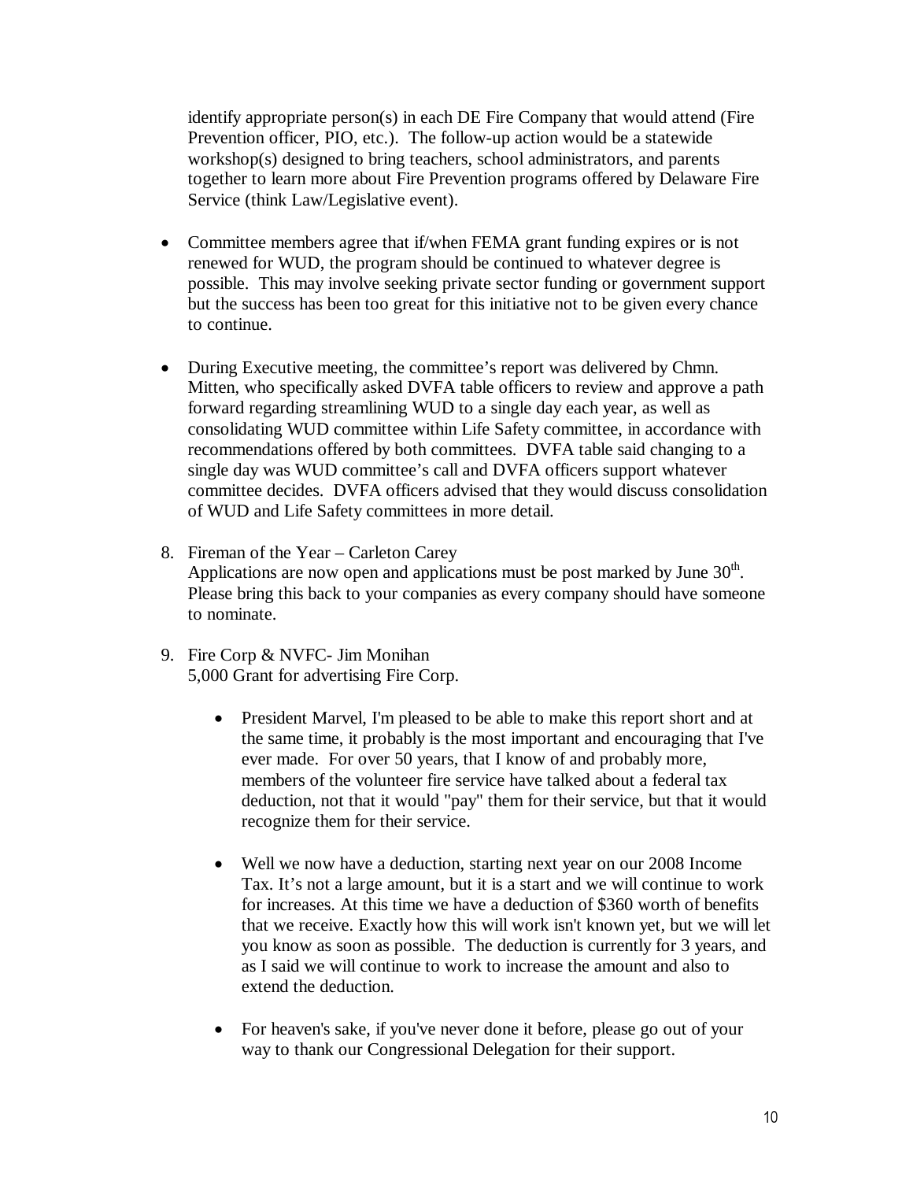identify appropriate person(s) in each DE Fire Company that would attend (Fire Prevention officer, PIO, etc.). The follow-up action would be a statewide workshop(s) designed to bring teachers, school administrators, and parents together to learn more about Fire Prevention programs offered by Delaware Fire Service (think Law/Legislative event).

- Committee members agree that if/when FEMA grant funding expires or is not renewed for WUD, the program should be continued to whatever degree is possible. This may involve seeking private sector funding or government support but the success has been too great for this initiative not to be given every chance to continue.

- During Executive meeting, the committee's report was delivered by Chmn. Mitten, who specifically asked DVFA table officers to review and approve a path forward regarding streamlining WUD to a single day each year, as well as consolidating WUD committee within Life Safety committee, in accordance with recommendations offered by both committees. DVFA table said changing to a single day was WUD committee's call and DVFA officers support whatever committee decides. DVFA officers advised that they would discuss consolidation of WUD and Life Safety committees in more detail.

8. Fireman of the Year – Carleton Carey
   Applications are now open and applications must be post marked by June 30th. Please bring this back to your companies as every company should have someone to nominate.

9. Fire Corp & NVFC- Jim Monihan
   5,000 Grant for advertising Fire Corp.

   - President Marvel, I'm pleased to be able to make this report short and at the same time, it probably is the most important and encouraging that I've ever made. For over 50 years, that I know of and probably more, members of the volunteer fire service have talked about a federal tax deduction, not that it would "pay" them for their service, but that it would recognize them for their service.

   - Well we now have a deduction, starting next year on our 2008 Income Tax. It's not a large amount, but it is a start and we will continue to work for increases. At this time we have a deduction of $360 worth of benefits that we receive. Exactly how this will work isn't known yet, but we will let you know as soon as possible. The deduction is currently for 3 years, and as I said we will continue to work to increase the amount and also to extend the deduction.

   - For heaven's sake, if you've never done it before, please go out of your way to thank our Congressional Delegation for their support.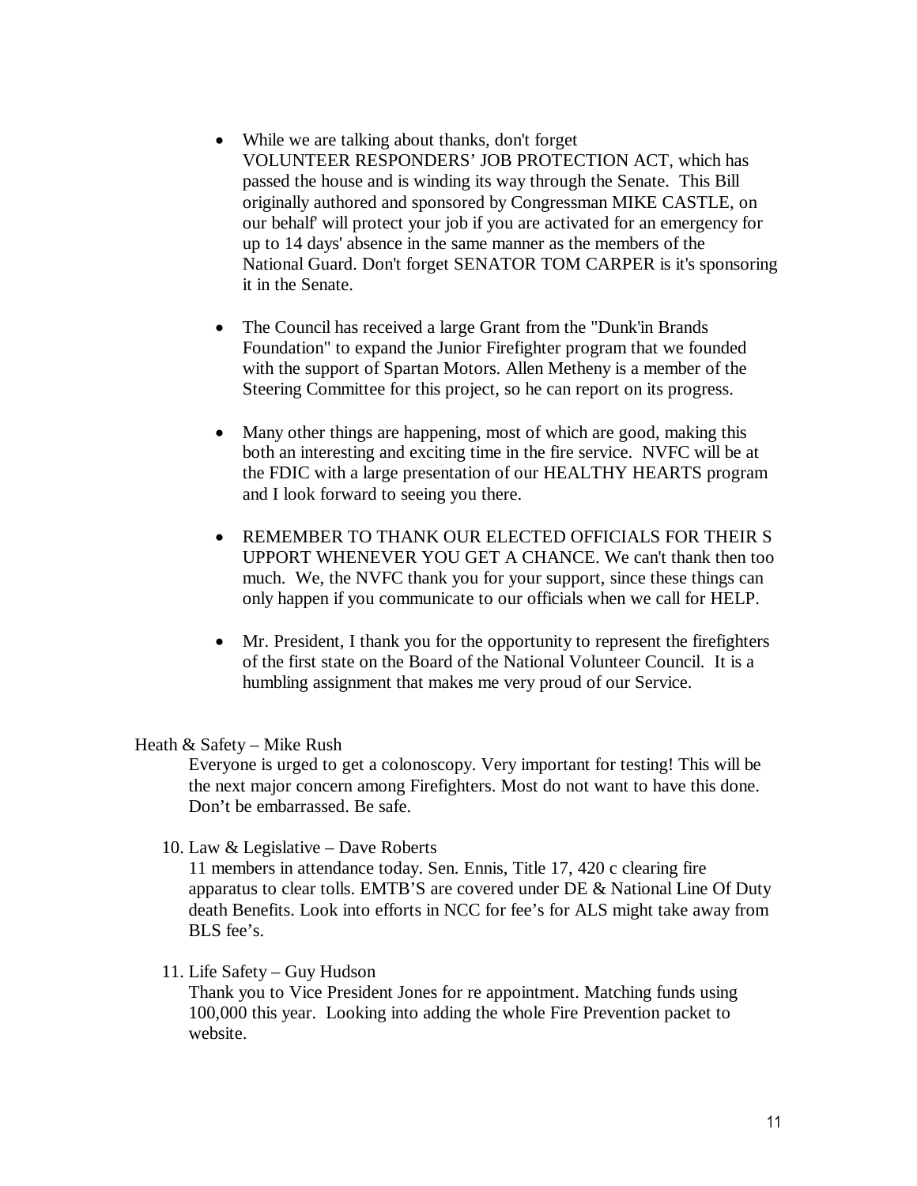- While we are talking about thanks, don't forget VOLUNTEER RESPONDERS' JOB PROTECTION ACT, which has passed the house and is winding its way through the Senate. This Bill originally authored and sponsored by Congressman MIKE CASTLE, on our behalf' will protect your job if you are activated for an emergency for up to 14 days' absence in the same manner as the members of the National Guard. Don't forget SENATOR TOM CARPER is it's sponsoring it in the Senate.

- The Council has received a large Grant from the "Dunk'in Brands Foundation" to expand the Junior Firefighter program that we founded with the support of Spartan Motors. Allen Metheny is a member of the Steering Committee for this project, so he can report on its progress.

- Many other things are happening, most of which are good, making this both an interesting and exciting time in the fire service. NVFC will be at the FDIC with a large presentation of our HEALTHY HEARTS program and I look forward to seeing you there.

- REMEMBER TO THANK OUR ELECTED OFFICIALS FOR THEIR S UPPORT WHENEVER YOU GET A CHANCE. We can't thank then too much. We, the NVFC thank you for your support, since these things can only happen if you communicate to our officials when we call for HELP.

- Mr. President, I thank you for the opportunity to represent the firefighters of the first state on the Board of the National Volunteer Council. It is a humbling assignment that makes me very proud of our Service.

Heath & Safety – Mike Rush

Everyone is urged to get a colonoscopy. Very important for testing! This will be the next major concern among Firefighters. Most do not want to have this done. Don't be embarrassed. Be safe.

10. Law & Legislative – Dave Roberts

    11 members in attendance today. Sen. Ennis, Title 17, 420 c clearing fire apparatus to clear tolls. EMTB'S are covered under DE & National Line Of Duty death Benefits. Look into efforts in NCC for fee's for ALS might take away from BLS fee's.

11. Life Safety – Guy Hudson

    Thank you to Vice President Jones for re appointment. Matching funds using 100,000 this year. Looking into adding the whole Fire Prevention packet to website.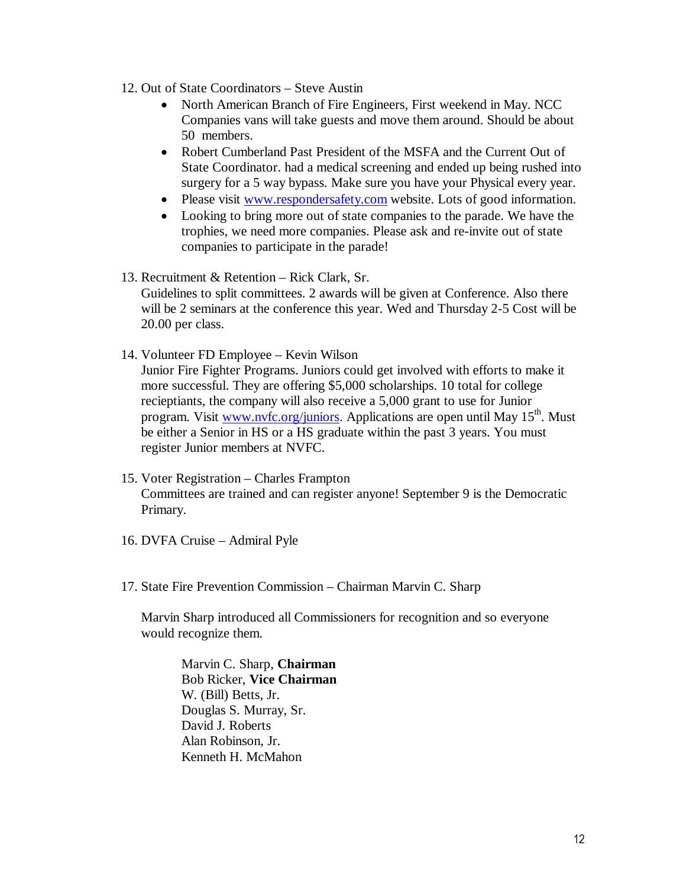12. Out of State Coordinators – Steve Austin
    - North American Branch of Fire Engineers, First weekend in May. NCC Companies vans will take guests and move them around. Should be about 50 members.
    - Robert Cumberland Past President of the MSFA and the Current Out of State Coordinator. had a medical screening and ended up being rushed into surgery for a 5 way bypass. Make sure you have your Physical every year.
    - Please visit www.respondersafety.com website. Lots of good information.
    - Looking to bring more out of state companies to the parade. We have the trophies, we need more companies. Please ask and re-invite out of state companies to participate in the parade!

13. Recruitment & Retention – Rick Clark, Sr.
    Guidelines to split committees. 2 awards will be given at Conference. Also there will be 2 seminars at the conference this year. Wed and Thursday 2-5 Cost will be 20.00 per class.

14. Volunteer FD Employee – Kevin Wilson
    Junior Fire Fighter Programs. Juniors could get involved with efforts to make it more successful. They are offering $5,000 scholarships. 10 total for college recieptiants, the company will also receive a 5,000 grant to use for Junior program. Visit www.nvfc.org/juniors. Applications are open until May 15th. Must be either a Senior in HS or a HS graduate within the past 3 years. You must register Junior members at NVFC.

15. Voter Registration – Charles Frampton
    Committees are trained and can register anyone! September 9 is the Democratic Primary.

16. DVFA Cruise – Admiral Pyle

17. State Fire Prevention Commission – Chairman Marvin C. Sharp

    Marvin Sharp introduced all Commissioners for recognition and so everyone would recognize them.

    Marvin C. Sharp, **Chairman**
    Bob Ricker, **Vice Chairman**
    W. (Bill) Betts, Jr.
    Douglas S. Murray, Sr.
    David J. Roberts
    Alan Robinson, Jr.
    Kenneth H. McMahon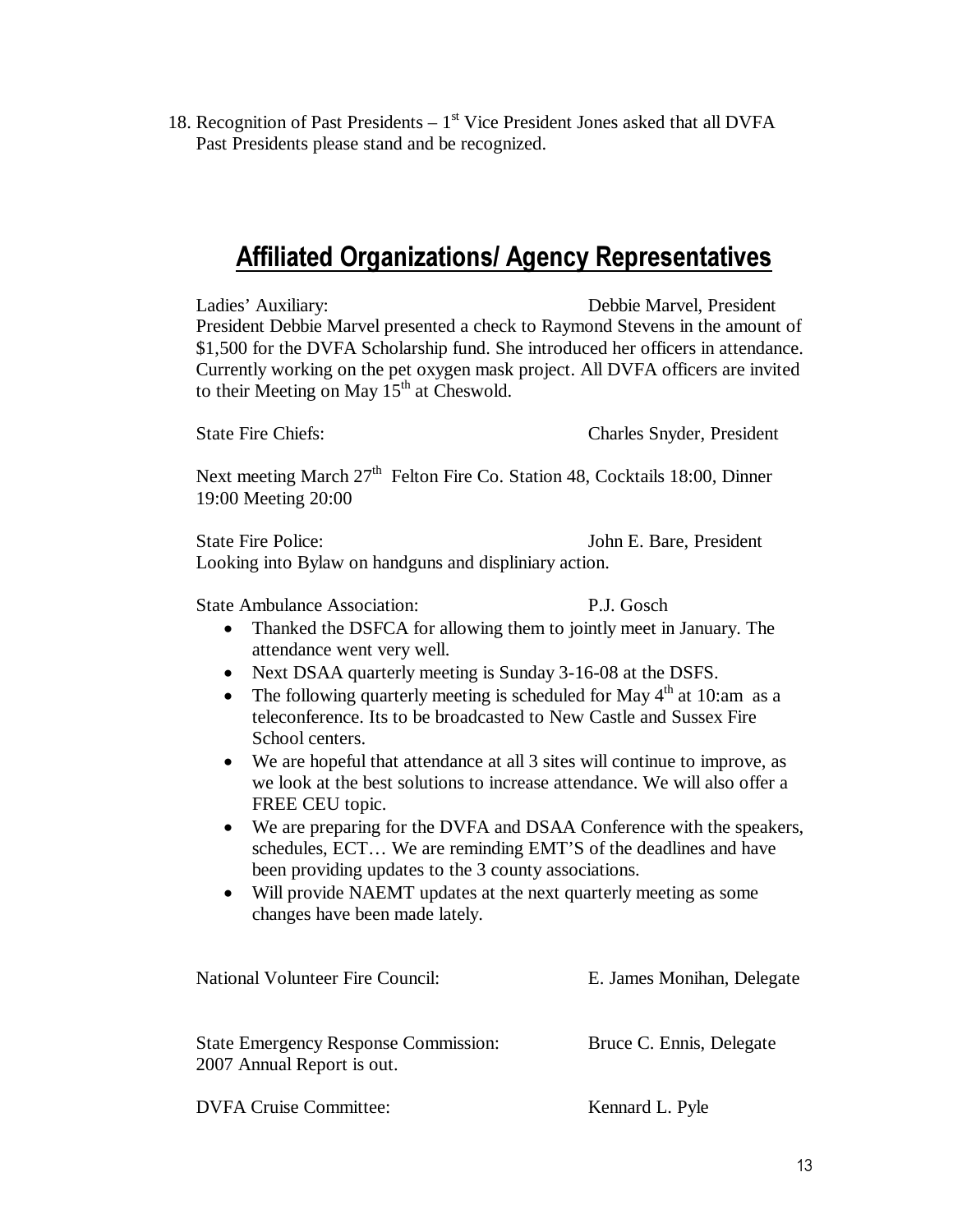18. Recognition of Past Presidents – 1st Vice President Jones asked that all DVFA Past Presidents please stand and be recognized.

## Affiliated Organizations/ Agency Representatives

Ladies' Auxiliary: Debbie Marvel, President

President Debbie Marvel presented a check to Raymond Stevens in the amount of $1,500 for the DVFA Scholarship fund. She introduced her officers in attendance. Currently working on the pet oxygen mask project. All DVFA officers are invited to their Meeting on May 15th at Cheswold.

State Fire Chiefs: Charles Snyder, President

Next meeting March 27th Felton Fire Co. Station 48, Cocktails 18:00, Dinner 19:00 Meeting 20:00

State Fire Police: John E. Bare, President

Looking into Bylaw on handguns and displiniary action.

State Ambulance Association: P.J. Gosch

- Thanked the DSFCA for allowing them to jointly meet in January. The attendance went very well.
- Next DSAA quarterly meeting is Sunday 3-16-08 at the DSFS.
- The following quarterly meeting is scheduled for May 4th at 10:am as a teleconference. Its to be broadcasted to New Castle and Sussex Fire School centers.
- We are hopeful that attendance at all 3 sites will continue to improve, as we look at the best solutions to increase attendance. We will also offer a FREE CEU topic.
- We are preparing for the DVFA and DSAA Conference with the speakers, schedules, ECT… We are reminding EMT'S of the deadlines and have been providing updates to the 3 county associations.
- Will provide NAEMT updates at the next quarterly meeting as some changes have been made lately.

National Volunteer Fire Council: E. James Monihan, Delegate

State Emergency Response Commission: Bruce C. Ennis, Delegate

2007 Annual Report is out.

DVFA Cruise Committee: Kennard L. Pyle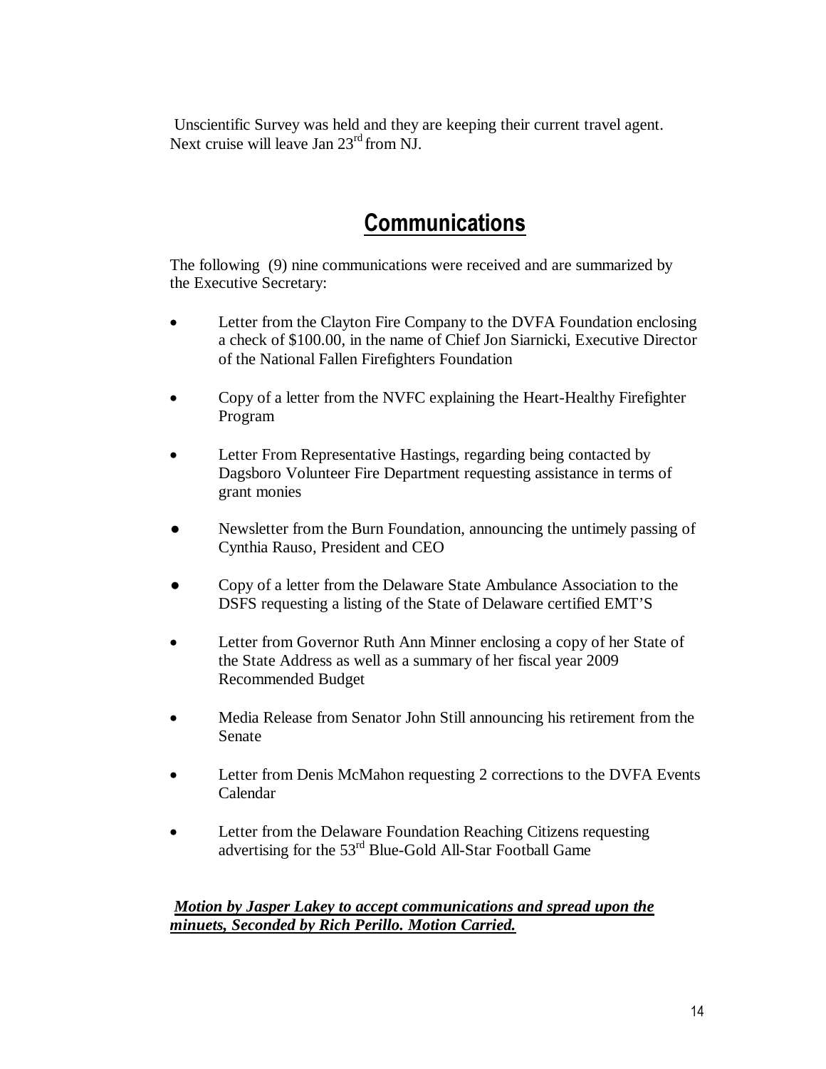Unscientific Survey was held and they are keeping their current travel agent. Next cruise will leave Jan 23rd from NJ.

# Communications

The following (9) nine communications were received and are summarized by the Executive Secretary:

- Letter from the Clayton Fire Company to the DVFA Foundation enclosing a check of $100.00, in the name of Chief Jon Siarnicki, Executive Director of the National Fallen Firefighters Foundation
- Copy of a letter from the NVFC explaining the Heart-Healthy Firefighter Program
- Letter From Representative Hastings, regarding being contacted by Dagsboro Volunteer Fire Department requesting assistance in terms of grant monies
- Newsletter from the Burn Foundation, announcing the untimely passing of Cynthia Rauso, President and CEO
- Copy of a letter from the Delaware State Ambulance Association to the DSFS requesting a listing of the State of Delaware certified EMT'S
- Letter from Governor Ruth Ann Minner enclosing a copy of her State of the State Address as well as a summary of her fiscal year 2009 Recommended Budget
- Media Release from Senator John Still announcing his retirement from the Senate
- Letter from Denis McMahon requesting 2 corrections to the DVFA Events Calendar
- Letter from the Delaware Foundation Reaching Citizens requesting advertising for the 53rd Blue-Gold All-Star Football Game

***Motion by Jasper Lakey to accept communications and spread upon the minuets, Seconded by Rich Perillo. Motion Carried.***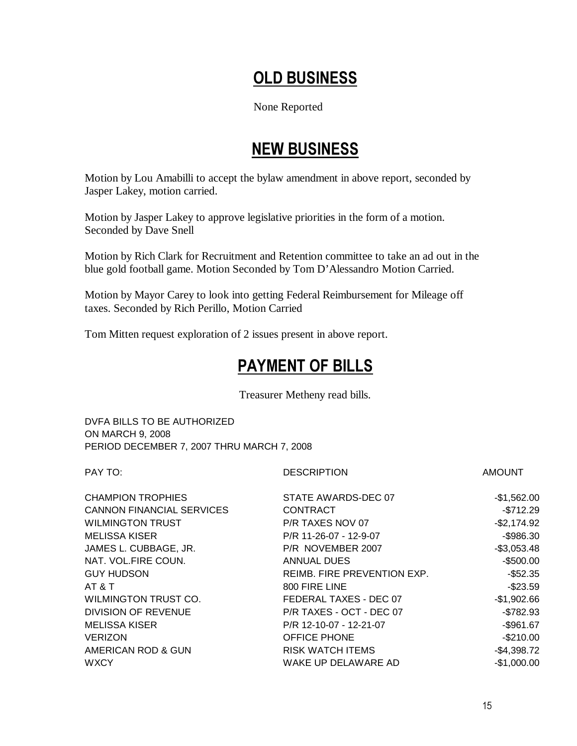## OLD BUSINESS

None Reported

## NEW BUSINESS

Motion by Lou Amabilli to accept the bylaw amendment in above report, seconded by Jasper Lakey, motion carried.

Motion by Jasper Lakey to approve legislative priorities in the form of a motion. Seconded by Dave Snell

Motion by Rich Clark for Recruitment and Retention committee to take an ad out in the blue gold football game. Motion Seconded by Tom D'Alessandro Motion Carried.

Motion by Mayor Carey to look into getting Federal Reimbursement for Mileage off taxes. Seconded by Rich Perillo, Motion Carried

Tom Mitten request exploration of 2 issues present in above report.

## PAYMENT OF BILLS

Treasurer Metheny read bills.

DVFA BILLS TO BE AUTHORIZED
ON MARCH 9, 2008
PERIOD DECEMBER 7, 2007 THRU MARCH 7, 2008

| PAY TO: | DESCRIPTION | AMOUNT |
|---|---|---|
| CHAMPION TROPHIES | STATE AWARDS-DEC 07 | -$1,562.00 |
| CANNON FINANCIAL SERVICES | CONTRACT | -$712.29 |
| WILMINGTON TRUST | P/R TAXES NOV 07 | -$2,174.92 |
| MELISSA KISER | P/R 11-26-07 - 12-9-07 | -$986.30 |
| JAMES L. CUBBAGE, JR. | P/R NOVEMBER 2007 | -$3,053.48 |
| NAT. VOL.FIRE COUN. | ANNUAL DUES | -$500.00 |
| GUY HUDSON | REIMB. FIRE PREVENTION EXP. | -$52.35 |
| AT & T | 800 FIRE LINE | -$23.59 |
| WILMINGTON TRUST CO. | FEDERAL TAXES - DEC 07 | -$1,902.66 |
| DIVISION OF REVENUE | P/R TAXES - OCT - DEC 07 | -$782.93 |
| MELISSA KISER | P/R 12-10-07 - 12-21-07 | -$961.67 |
| VERIZON | OFFICE PHONE | -$210.00 |
| AMERICAN ROD & GUN | RISK WATCH ITEMS | -$4,398.72 |
| WXCY | WAKE UP DELAWARE AD | -$1,000.00 |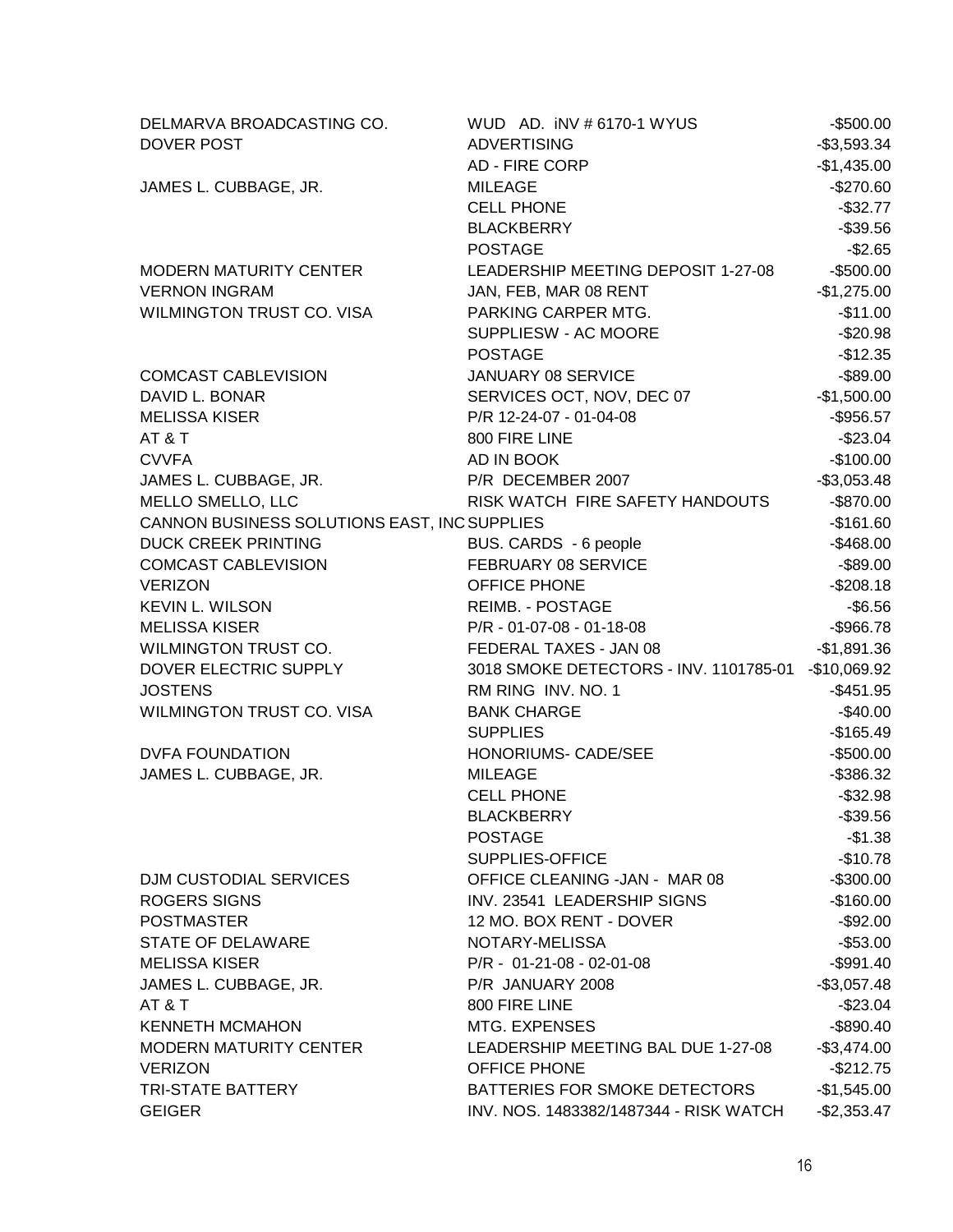| | | |
|---|---|---|
| DELMARVA BROADCASTING CO. | WUD AD. iNV # 6170-1 WYUS | -$500.00 |
| DOVER POST | ADVERTISING | -$3,593.34 |
| | AD - FIRE CORP | -$1,435.00 |
| JAMES L. CUBBAGE, JR. | MILEAGE | -$270.60 |
| | CELL PHONE | -$32.77 |
| | BLACKBERRY | -$39.56 |
| | POSTAGE | -$2.65 |
| MODERN MATURITY CENTER | LEADERSHIP MEETING DEPOSIT 1-27-08 | -$500.00 |
| VERNON INGRAM | JAN, FEB, MAR 08 RENT | -$1,275.00 |
| WILMINGTON TRUST CO. VISA | PARKING CARPER MTG. | -$11.00 |
| | SUPPLIESW - AC MOORE | -$20.98 |
| | POSTAGE | -$12.35 |
| COMCAST CABLEVISION | JANUARY 08 SERVICE | -$89.00 |
| DAVID L. BONAR | SERVICES OCT, NOV, DEC 07 | -$1,500.00 |
| MELISSA KISER | P/R 12-24-07 - 01-04-08 | -$956.57 |
| AT & T | 800 FIRE LINE | -$23.04 |
| CVVFA | AD IN BOOK | -$100.00 |
| JAMES L. CUBBAGE, JR. | P/R DECEMBER 2007 | -$3,053.48 |
| MELLO SMELLO, LLC | RISK WATCH FIRE SAFETY HANDOUTS | -$870.00 |
| CANNON BUSINESS SOLUTIONS EAST, INC | SUPPLIES | -$161.60 |
| DUCK CREEK PRINTING | BUS. CARDS - 6 people | -$468.00 |
| COMCAST CABLEVISION | FEBRUARY 08 SERVICE | -$89.00 |
| VERIZON | OFFICE PHONE | -$208.18 |
| KEVIN L. WILSON | REIMB. - POSTAGE | -$6.56 |
| MELISSA KISER | P/R - 01-07-08 - 01-18-08 | -$966.78 |
| WILMINGTON TRUST CO. | FEDERAL TAXES - JAN 08 | -$1,891.36 |
| DOVER ELECTRIC SUPPLY | 3018 SMOKE DETECTORS - INV. 1101785-01 | -$10,069.92 |
| JOSTENS | RM RING INV. NO. 1 | -$451.95 |
| WILMINGTON TRUST CO. VISA | BANK CHARGE | -$40.00 |
| | SUPPLIES | -$165.49 |
| DVFA FOUNDATION | HONORIUMS- CADE/SEE | -$500.00 |
| JAMES L. CUBBAGE, JR. | MILEAGE | -$386.32 |
| | CELL PHONE | -$32.98 |
| | BLACKBERRY | -$39.56 |
| | POSTAGE | -$1.38 |
| | SUPPLIES-OFFICE | -$10.78 |
| DJM CUSTODIAL SERVICES | OFFICE CLEANING -JAN - MAR 08 | -$300.00 |
| ROGERS SIGNS | INV. 23541 LEADERSHIP SIGNS | -$160.00 |
| POSTMASTER | 12 MO. BOX RENT - DOVER | -$92.00 |
| STATE OF DELAWARE | NOTARY-MELISSA | -$53.00 |
| MELISSA KISER | P/R - 01-21-08 - 02-01-08 | -$991.40 |
| JAMES L. CUBBAGE, JR. | P/R JANUARY 2008 | -$3,057.48 |
| AT & T | 800 FIRE LINE | -$23.04 |
| KENNETH MCMAHON | MTG. EXPENSES | -$890.40 |
| MODERN MATURITY CENTER | LEADERSHIP MEETING BAL DUE 1-27-08 | -$3,474.00 |
| VERIZON | OFFICE PHONE | -$212.75 |
| TRI-STATE BATTERY | BATTERIES FOR SMOKE DETECTORS | -$1,545.00 |
| GEIGER | INV. NOS. 1483382/1487344 - RISK WATCH | -$2,353.47 |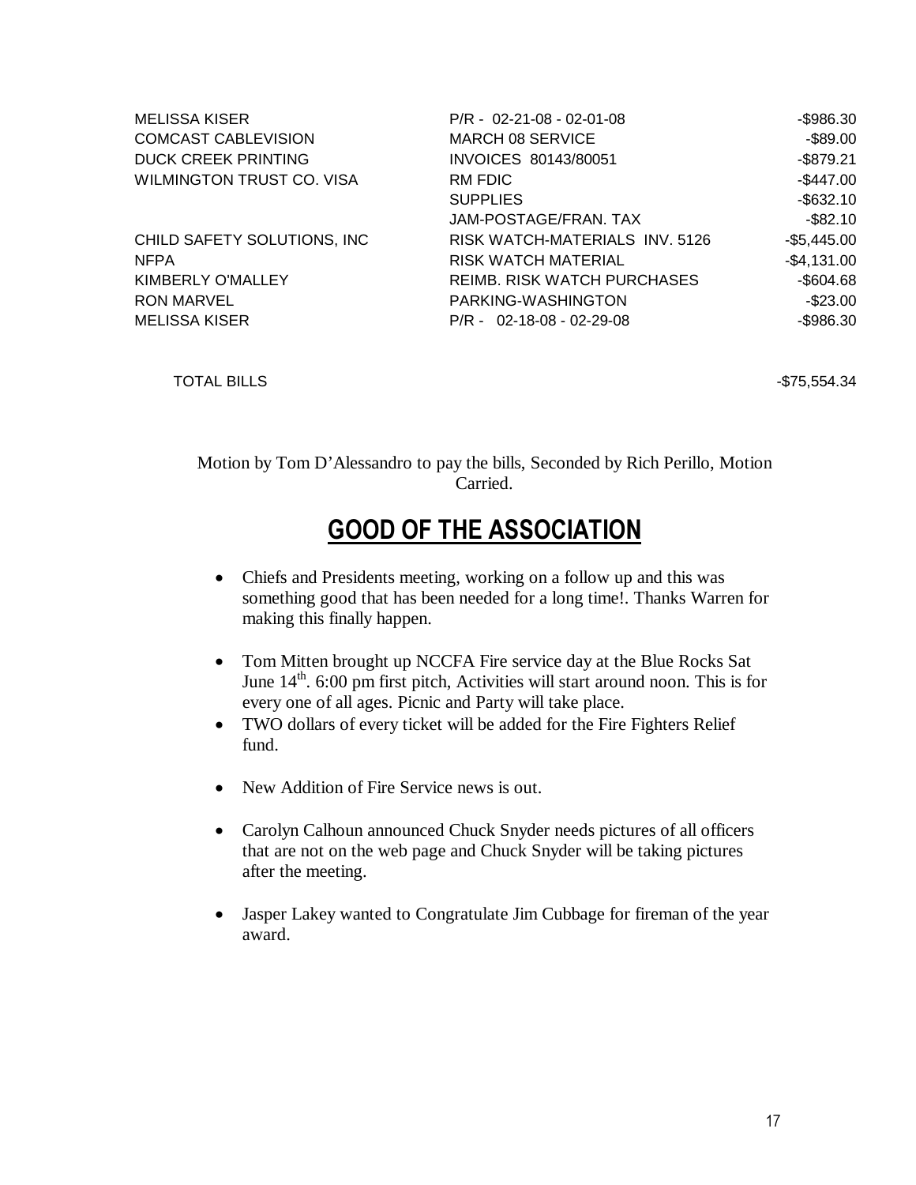| | | |
|---|---|---|
| MELISSA KISER | P/R - 02-21-08 - 02-01-08 | -$986.30 |
| COMCAST CABLEVISION | MARCH 08 SERVICE | -$89.00 |
| DUCK CREEK PRINTING | INVOICES 80143/80051 | -$879.21 |
| WILMINGTON TRUST CO. VISA | RM FDIC | -$447.00 |
| | SUPPLIES | -$632.10 |
| | JAM-POSTAGE/FRAN. TAX | -$82.10 |
| CHILD SAFETY SOLUTIONS, INC | RISK WATCH-MATERIALS INV. 5126 | -$5,445.00 |
| NFPA | RISK WATCH MATERIAL | -$4,131.00 |
| KIMBERLY O'MALLEY | REIMB. RISK WATCH PURCHASES | -$604.68 |
| RON MARVEL | PARKING-WASHINGTON | -$23.00 |
| MELISSA KISER | P/R - 02-18-08 - 02-29-08 | -$986.30 |
| | | |
| TOTAL BILLS | | -$75,554.34 |

Motion by Tom D'Alessandro to pay the bills, Seconded by Rich Perillo, Motion Carried.

# GOOD OF THE ASSOCIATION

- Chiefs and Presidents meeting, working on a follow up and this was something good that has been needed for a long time!. Thanks Warren for making this finally happen.
- Tom Mitten brought up NCCFA Fire service day at the Blue Rocks Sat June 14th. 6:00 pm first pitch, Activities will start around noon. This is for every one of all ages. Picnic and Party will take place.
- TWO dollars of every ticket will be added for the Fire Fighters Relief fund.
- New Addition of Fire Service news is out.
- Carolyn Calhoun announced Chuck Snyder needs pictures of all officers that are not on the web page and Chuck Snyder will be taking pictures after the meeting.
- Jasper Lakey wanted to Congratulate Jim Cubbage for fireman of the year award.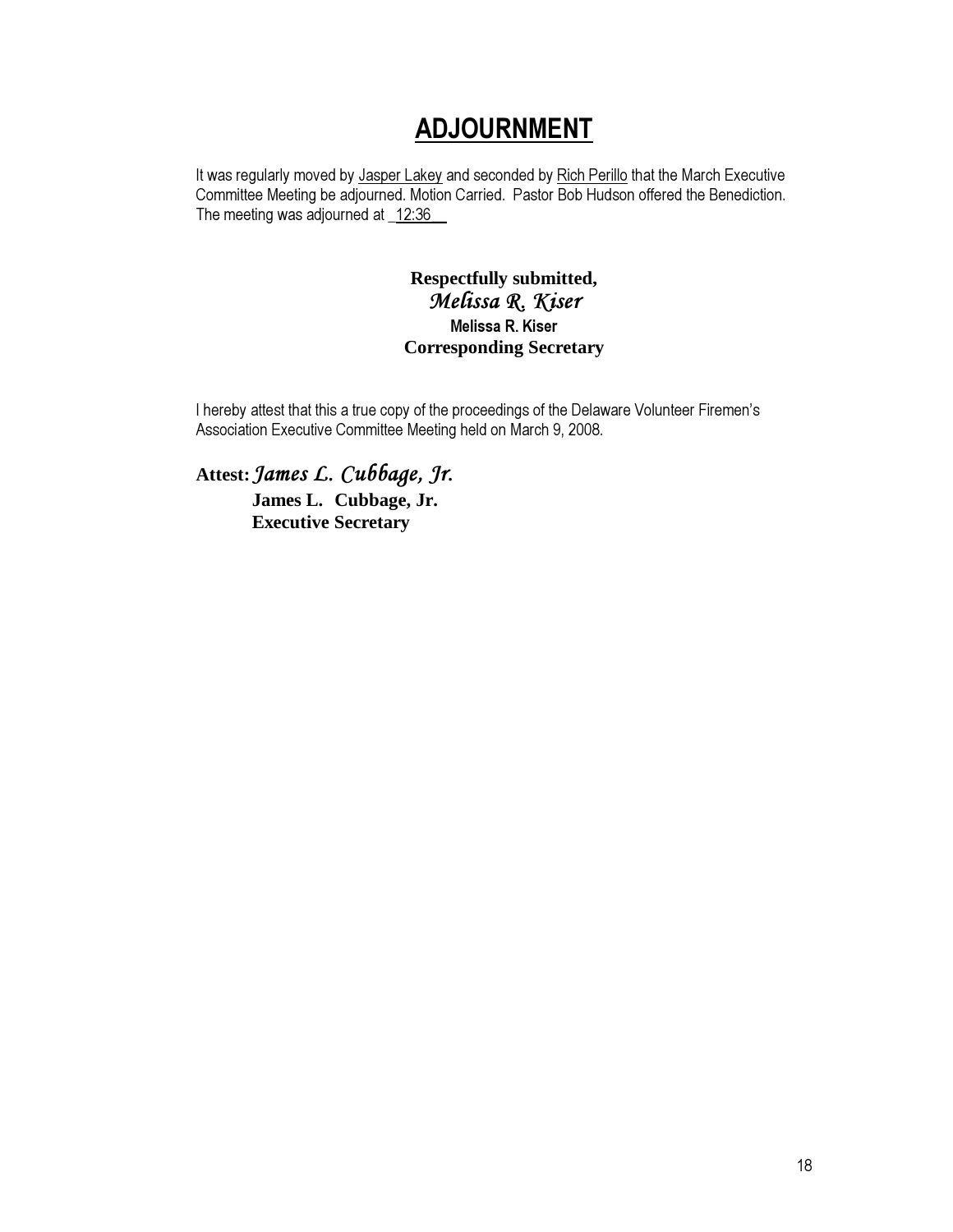# ADJOURNMENT

It was regularly moved by Jasper Lakey and seconded by Rich Perillo that the March Executive Committee Meeting be adjourned. Motion Carried. Pastor Bob Hudson offered the Benediction. The meeting was adjourned at _12:36__

**Respectfully submitted,**
*Melissa R. Kiser*
**Melissa R. Kiser**
**Corresponding Secretary**

I hereby attest that this a true copy of the proceedings of the Delaware Volunteer Firemen's Association Executive Committee Meeting held on March 9, 2008.

**Attest:** *James L. Cubbage, Jr.*
**James L. Cubbage, Jr.**
**Executive Secretary**